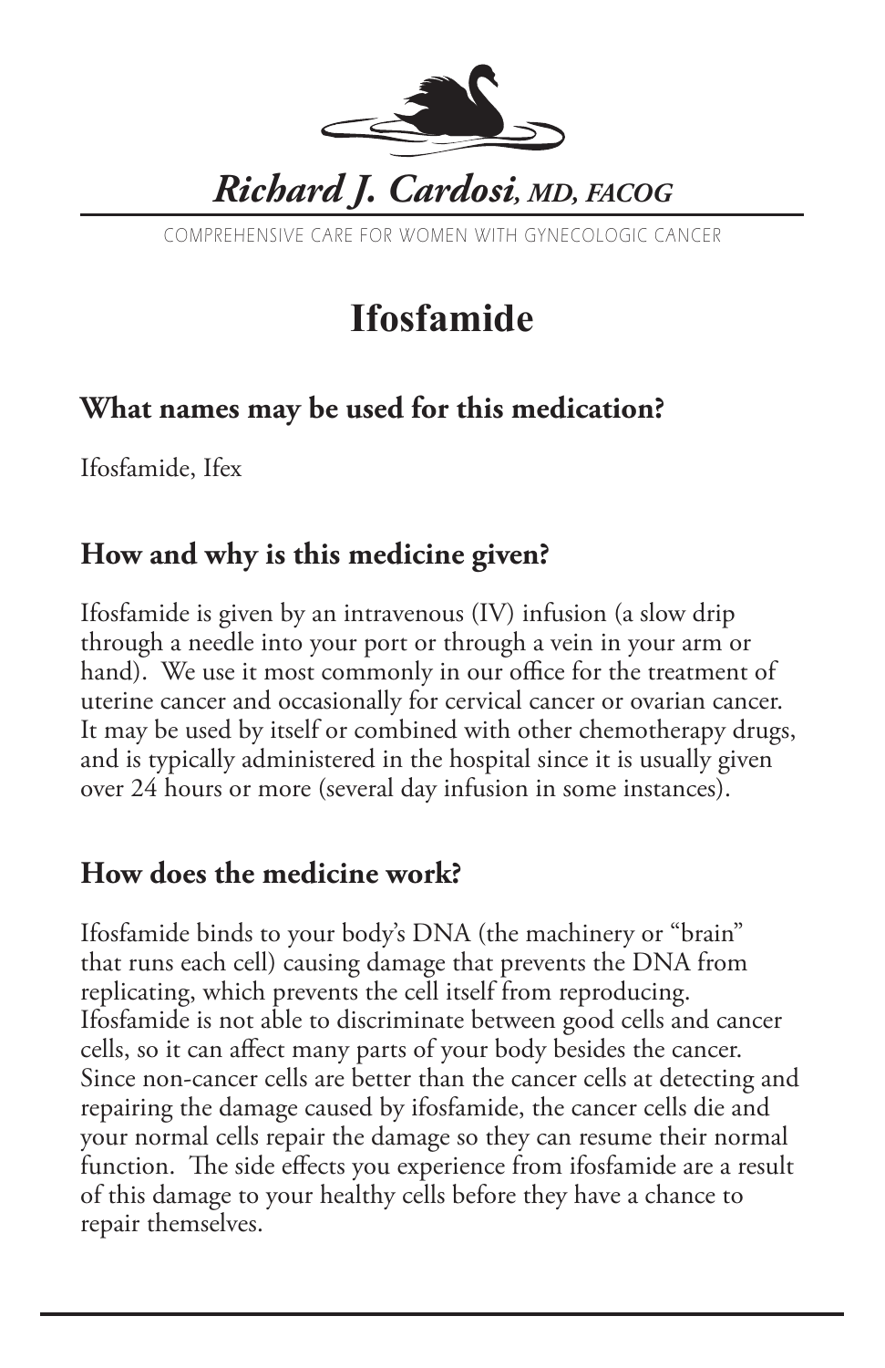*Richard J. Cardosi, MD, FACOG*

COMPREHENSIVE CARE FOR WOMEN WITH GYNECOLOGIC CANCER

# Ifosfamide

## What names may be used for this medication?

Ifosfamide, Ifex

## How and why is this medicine given?

Ifosfamide is given by an intravenous (IV) infusion (a slow drip through a needle into your port or through a vein in your arm or hand). We use it most commonly in our office for the treatment of uterine cancer and occasionally for cervical cancer or ovarian cancer. It may be used by itself or combined with other chemotherapy drugs, and is typically administered in the hospital since it is usually given over 24 hours or more (several day infusion in some instances).

## How does the medicine work?

Ifosfamide binds to your body's DNA (the machinery or "brain" that runs each cell) causing damage that prevents the DNA from replicating, which prevents the cell itself from reproducing. Ifosfamide is not able to discriminate between good cells and cancer cells, so it can affect many parts of your body besides the cancer. Since non-cancer cells are better than the cancer cells at detecting and repairing the damage caused by ifosfamide, the cancer cells die and your normal cells repair the damage so they can resume their normal function. The side effects you experience from ifosfamide are a result of this damage to your healthy cells before they have a chance to repair themselves.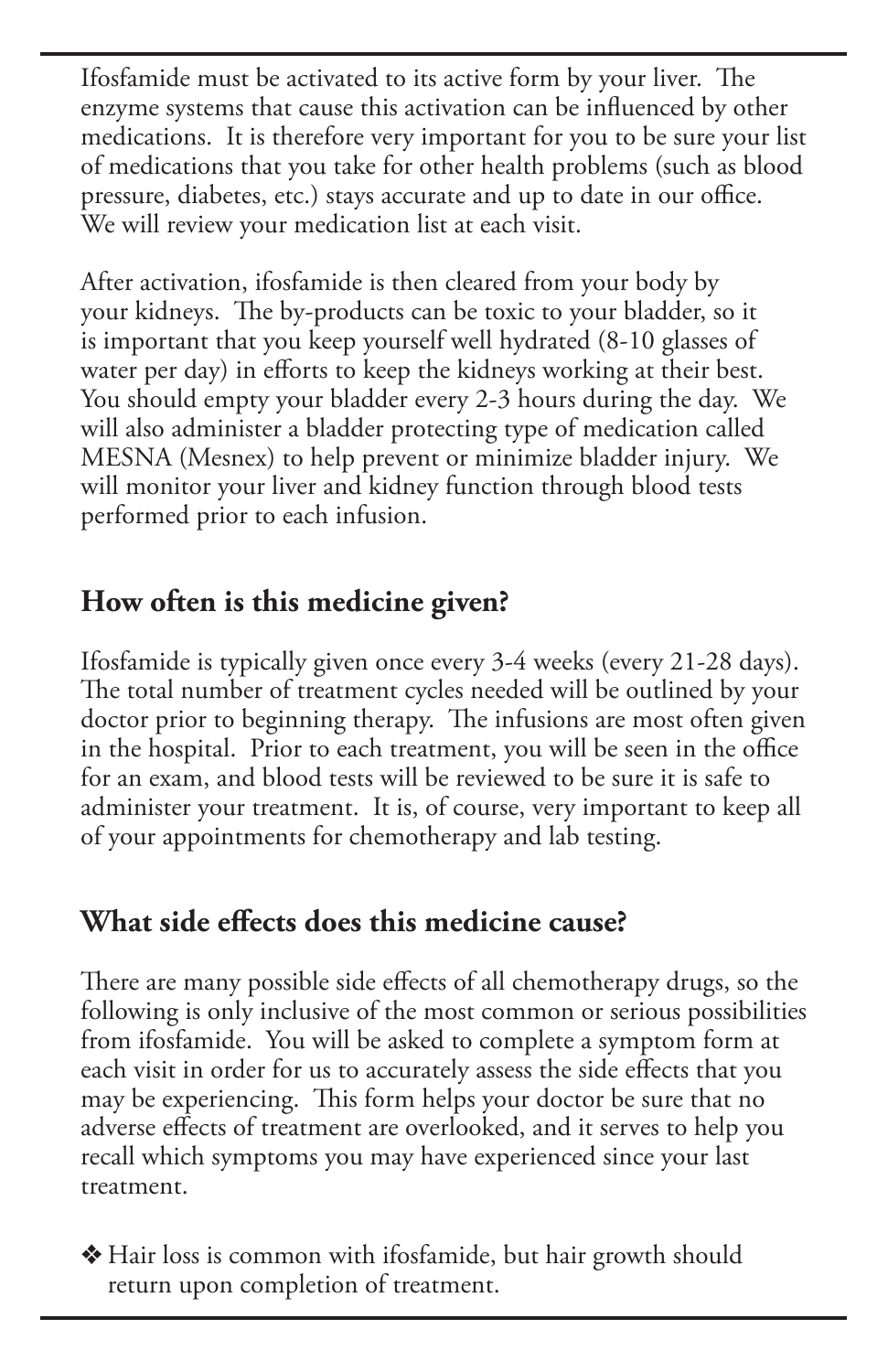Ifosfamide must be activated to its active form by your liver. The enzyme systems that cause this activation can be influenced by other medications. It is therefore very important for you to be sure your list of medications that you take for other health problems (such as blood pressure, diabetes, etc.) stays accurate and up to date in our office. We will review your medication list at each visit.

After activation, ifosfamide is then cleared from your body by your kidneys. The by-products can be toxic to your bladder, so it is important that you keep yourself well hydrated (8-10 glasses of water per day) in efforts to keep the kidneys working at their best. You should empty your bladder every 2-3 hours during the day. We will also administer a bladder protecting type of medication called MESNA (Mesnex) to help prevent or minimize bladder injury. We will monitor your liver and kidney function through blood tests performed prior to each infusion.

## How often is this medicine given?

Ifosfamide is typically given once every 3-4 weeks (every 21-28 days). The total number of treatment cycles needed will be outlined by your doctor prior to beginning therapy. The infusions are most often given in the hospital. Prior to each treatment, you will be seen in the office for an exam, and blood tests will be reviewed to be sure it is safe to administer your treatment. It is, of course, very important to keep all of your appointments for chemotherapy and lab testing.

## What side effects does this medicine cause?

There are many possible side effects of all chemotherapy drugs, so the following is only inclusive of the most common or serious possibilities from ifosfamide. You will be asked to complete a symptom form at each visit in order for us to accurately assess the side effects that you may be experiencing. This form helps your doctor be sure that no adverse effects of treatment are overlooked, and it serves to help you recall which symptoms you may have experienced since your last treatment.

- Hair loss is common with ifosfamide, but hair growth should return upon completion of treatment.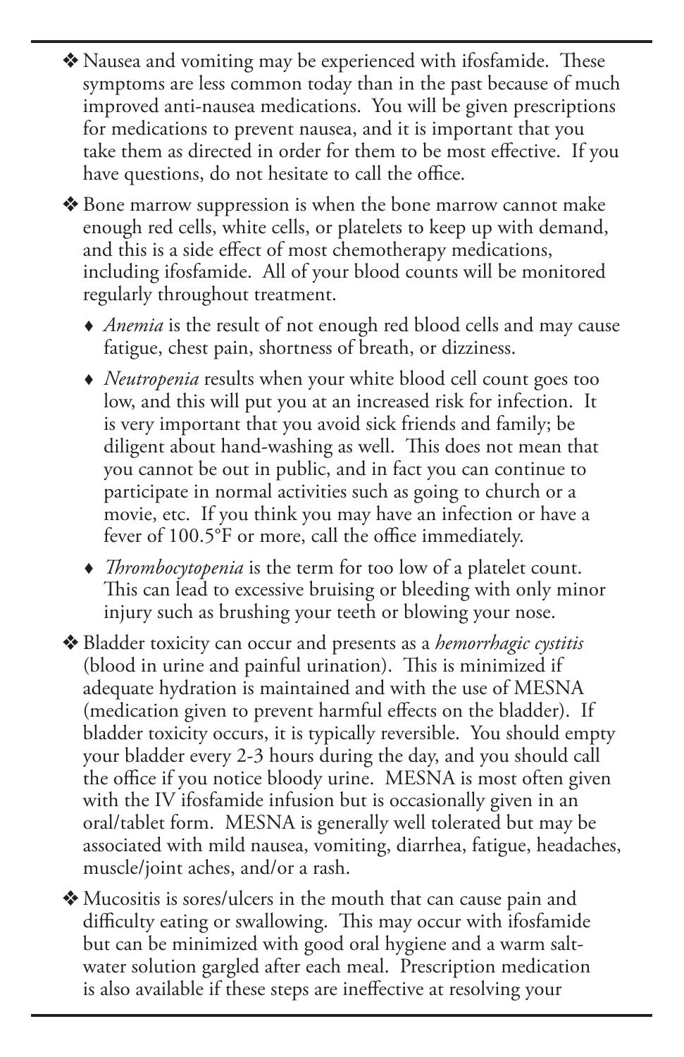- Nausea and vomiting may be experienced with ifosfamide. These symptoms are less common today than in the past because of much improved anti-nausea medications. You will be given prescriptions for medications to prevent nausea, and it is important that you take them as directed in order for them to be most effective. If you have questions, do not hesitate to call the office.

- Bone marrow suppression is when the bone marrow cannot make enough red cells, white cells, or platelets to keep up with demand, and this is a side effect of most chemotherapy medications, including ifosfamide. All of your blood counts will be monitored regularly throughout treatment.

  - *Anemia* is the result of not enough red blood cells and may cause fatigue, chest pain, shortness of breath, or dizziness.

  - *Neutropenia* results when your white blood cell count goes too low, and this will put you at an increased risk for infection. It is very important that you avoid sick friends and family; be diligent about hand-washing as well. This does not mean that you cannot be out in public, and in fact you can continue to participate in normal activities such as going to church or a movie, etc. If you think you may have an infection or have a fever of 100.5°F or more, call the office immediately.

  - *Thrombocytopenia* is the term for too low of a platelet count. This can lead to excessive bruising or bleeding with only minor injury such as brushing your teeth or blowing your nose.

- Bladder toxicity can occur and presents as a *hemorrhagic cystitis* (blood in urine and painful urination). This is minimized if adequate hydration is maintained and with the use of MESNA (medication given to prevent harmful effects on the bladder). If bladder toxicity occurs, it is typically reversible. You should empty your bladder every 2-3 hours during the day, and you should call the office if you notice bloody urine. MESNA is most often given with the IV ifosfamide infusion but is occasionally given in an oral/tablet form. MESNA is generally well tolerated but may be associated with mild nausea, vomiting, diarrhea, fatigue, headaches, muscle/joint aches, and/or a rash.

- Mucositis is sores/ulcers in the mouth that can cause pain and difficulty eating or swallowing. This may occur with ifosfamide but can be minimized with good oral hygiene and a warm salt-water solution gargled after each meal. Prescription medication is also available if these steps are ineffective at resolving your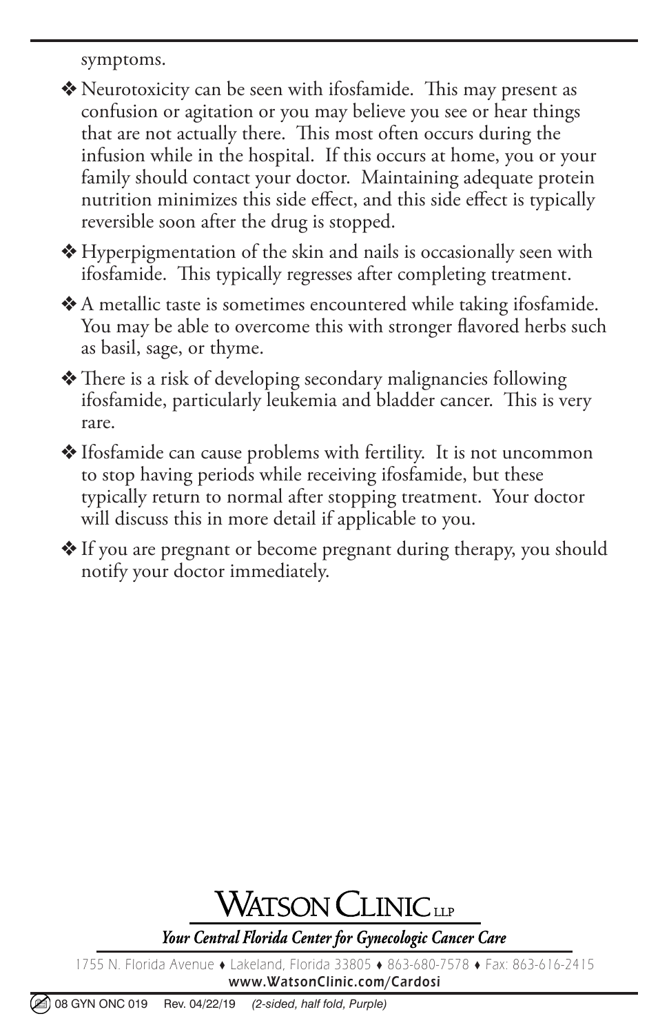symptoms.

- ❖ Neurotoxicity can be seen with ifosfamide. This may present as confusion or agitation or you may believe you see or hear things that are not actually there. This most often occurs during the infusion while in the hospital. If this occurs at home, you or your family should contact your doctor. Maintaining adequate protein nutrition minimizes this side effect, and this side effect is typically reversible soon after the drug is stopped.
- ❖ Hyperpigmentation of the skin and nails is occasionally seen with ifosfamide. This typically regresses after completing treatment.
- ❖ A metallic taste is sometimes encountered while taking ifosfamide. You may be able to overcome this with stronger flavored herbs such as basil, sage, or thyme.
- ❖ There is a risk of developing secondary malignancies following ifosfamide, particularly leukemia and bladder cancer. This is very rare.
- ❖ Ifosfamide can cause problems with fertility. It is not uncommon to stop having periods while receiving ifosfamide, but these typically return to normal after stopping treatment. Your doctor will discuss this in more detail if applicable to you.
- ❖ If you are pregnant or become pregnant during therapy, you should notify your doctor immediately.

**WATSON CLINIC LLP**

***Your Central Florida Center for Gynecologic Cancer Care***

1755 N. Florida Avenue ♦ Lakeland, Florida 33805 ♦ 863-680-7578 ♦ Fax: 863-616-2415

**www.WatsonClinic.com/Cardosi**

08 GYN ONC 019 Rev. 04/22/19 *(2-sided, half fold, Purple)*